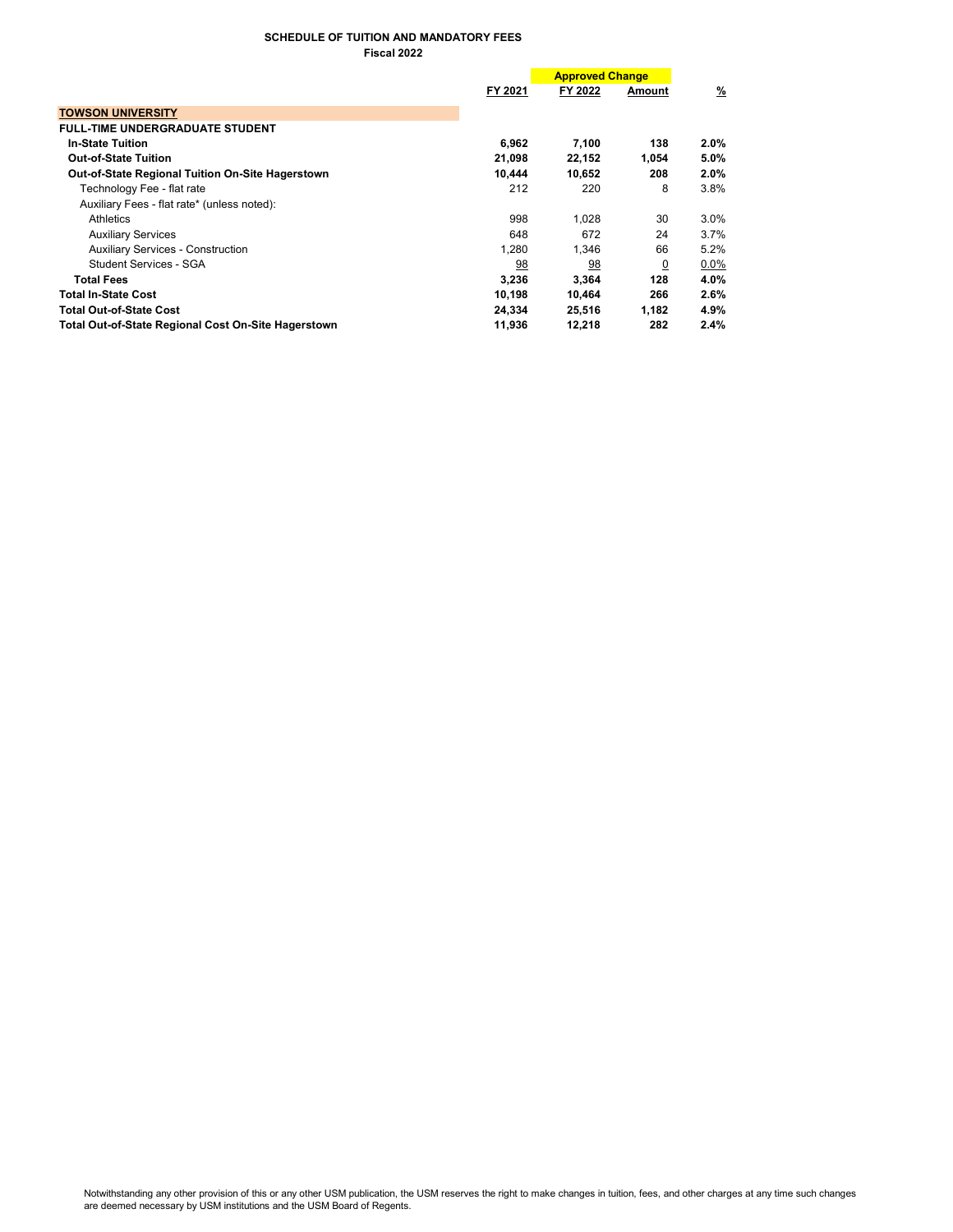**SCHEDULE OF TUITION AND MANDATORY FEES**
**Fiscal 2022**

| | FY 2021 | FY 2022 | Approved Change Amount | % |
|---|---|---|---|---|
| **TOWSON UNIVERSITY** | | | | |
| **FULL-TIME UNDERGRADUATE STUDENT** | | | | |
| **In-State Tuition** | **6,962** | **7,100** | **138** | **2.0%** |
| **Out-of-State Tuition** | **21,098** | **22,152** | **1,054** | **5.0%** |
| **Out-of-State Regional Tuition On-Site Hagerstown** | **10,444** | **10,652** | **208** | **2.0%** |
| Technology Fee - flat rate | 212 | 220 | 8 | 3.8% |
| Auxiliary Fees - flat rate* (unless noted): | | | | |
| Athletics | 998 | 1,028 | 30 | 3.0% |
| Auxiliary Services | 648 | 672 | 24 | 3.7% |
| Auxiliary Services - Construction | 1,280 | 1,346 | 66 | 5.2% |
| Student Services - SGA | 98 | 98 | 0 | 0.0% |
| **Total Fees** | **3,236** | **3,364** | **128** | **4.0%** |
| **Total In-State Cost** | **10,198** | **10,464** | **266** | **2.6%** |
| **Total Out-of-State Cost** | **24,334** | **25,516** | **1,182** | **4.9%** |
| **Total Out-of-State Regional Cost On-Site Hagerstown** | **11,936** | **12,218** | **282** | **2.4%** |

Notwithstanding any other provision of this or any other USM publication, the USM reserves the right to make changes in tuition, fees, and other charges at any time such changes are deemed necessary by USM institutions and the USM Board of Regents.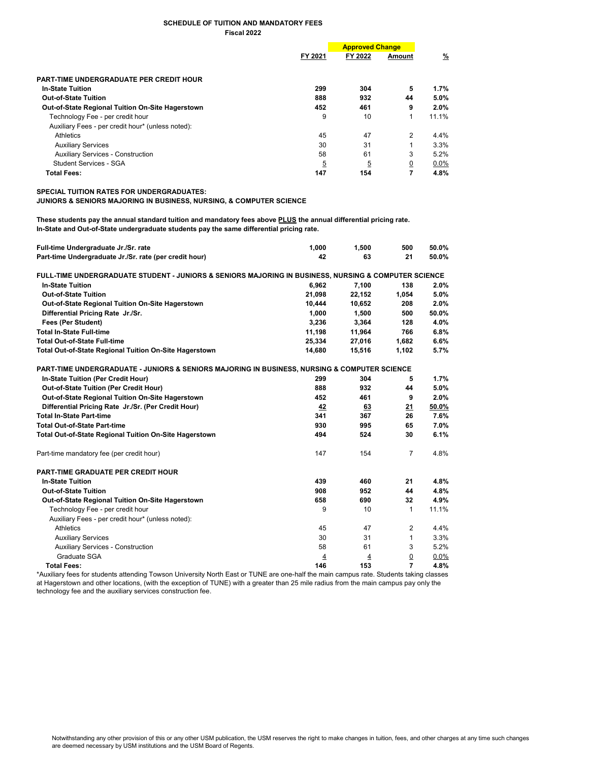**SCHEDULE OF TUITION AND MANDATORY FEES**
**Fiscal 2022**

| | FY 2021 | FY 2022 | Approved Change Amount | % |
|---|---|---|---|---|
| **PART-TIME UNDERGRADUATE PER CREDIT HOUR** | | | | |
| **In-State Tuition** | **299** | **304** | **5** | **1.7%** |
| **Out-of-State Tuition** | **888** | **932** | **44** | **5.0%** |
| **Out-of-State Regional Tuition On-Site Hagerstown** | **452** | **461** | **9** | **2.0%** |
| Technology Fee - per credit hour | 9 | 10 | 1 | 11.1% |
| Auxiliary Fees - per credit hour* (unless noted): | | | | |
| Athletics | 45 | 47 | 2 | 4.4% |
| Auxiliary Services | 30 | 31 | 1 | 3.3% |
| Auxiliary Services - Construction | 58 | 61 | 3 | 5.2% |
| Student Services - SGA | 5 | 5 | 0 | 0.0% |
| **Total Fees:** | **147** | **154** | **7** | **4.8%** |

**SPECIAL TUITION RATES FOR UNDERGRADUATES:**
**JUNIORS & SENIORS MAJORING IN BUSINESS, NURSING, & COMPUTER SCIENCE**

**These students pay the annual standard tuition and mandatory fees above PLUS the annual differential pricing rate.**
**In-State and Out-of-State undergraduate students pay the same differential pricing rate.**

| | FY 2021 | FY 2022 | Amount | % |
|---|---|---|---|---|
| **Full-time Undergraduate Jr./Sr. rate** | **1,000** | **1,500** | **500** | **50.0%** |
| **Part-time Undergraduate Jr./Sr. rate (per credit hour)** | **42** | **63** | **21** | **50.0%** |
| **FULL-TIME UNDERGRADUATE STUDENT - JUNIORS & SENIORS MAJORING IN BUSINESS, NURSING & COMPUTER SCIENCE** | | | | |
| **In-State Tuition** | **6,962** | **7,100** | **138** | **2.0%** |
| **Out-of-State Tuition** | **21,098** | **22,152** | **1,054** | **5.0%** |
| **Out-of-State Regional Tuition On-Site Hagerstown** | **10,444** | **10,652** | **208** | **2.0%** |
| **Differential Pricing Rate Jr./Sr.** | **1,000** | **1,500** | **500** | **50.0%** |
| **Fees (Per Student)** | **3,236** | **3,364** | **128** | **4.0%** |
| **Total In-State Full-time** | **11,198** | **11,964** | **766** | **6.8%** |
| **Total Out-of-State Full-time** | **25,334** | **27,016** | **1,682** | **6.6%** |
| **Total Out-of-State Regional Tuition On-Site Hagerstown** | **14,680** | **15,516** | **1,102** | **5.7%** |
| **PART-TIME UNDERGRADUATE - JUNIORS & SENIORS MAJORING IN BUSINESS, NURSING & COMPUTER SCIENCE** | | | | |
| **In-State Tuition (Per Credit Hour)** | **299** | **304** | **5** | **1.7%** |
| **Out-of-State Tuition (Per Credit Hour)** | **888** | **932** | **44** | **5.0%** |
| **Out-of-State Regional Tuition On-Site Hagerstown** | **452** | **461** | **9** | **2.0%** |
| **Differential Pricing Rate Jr./Sr. (Per Credit Hour)** | **42** | **63** | **21** | **50.0%** |
| **Total In-State Part-time** | **341** | **367** | **26** | **7.6%** |
| **Total Out-of-State Part-time** | **930** | **995** | **65** | **7.0%** |
| **Total Out-of-State Regional Tuition On-Site Hagerstown** | **494** | **524** | **30** | **6.1%** |
| Part-time mandatory fee (per credit hour) | 147 | 154 | 7 | 4.8% |
| **PART-TIME GRADUATE PER CREDIT HOUR** | | | | |
| **In-State Tuition** | **439** | **460** | **21** | **4.8%** |
| **Out-of-State Tuition** | **908** | **952** | **44** | **4.8%** |
| **Out-of-State Regional Tuition On-Site Hagerstown** | **658** | **690** | **32** | **4.9%** |
| Technology Fee - per credit hour | 9 | 10 | 1 | 11.1% |
| Auxiliary Fees - per credit hour* (unless noted): | | | | |
| Athletics | 45 | 47 | 2 | 4.4% |
| Auxiliary Services | 30 | 31 | 1 | 3.3% |
| Auxiliary Services - Construction | 58 | 61 | 3 | 5.2% |
| Graduate SGA | 4 | 4 | 0 | 0.0% |
| **Total Fees:** | **146** | **153** | **7** | **4.8%** |

*Auxiliary fees for students attending Towson University North East or TUNE are one-half the main campus rate. Students taking classes at Hagerstown and other locations, (with the exception of TUNE) with a greater than 25 mile radius from the main campus pay only the technology fee and the auxiliary services construction fee.

Notwithstanding any other provision of this or any other USM publication, the USM reserves the right to make changes in tuition, fees, and other charges at any time such changes are deemed necessary by USM institutions and the USM Board of Regents.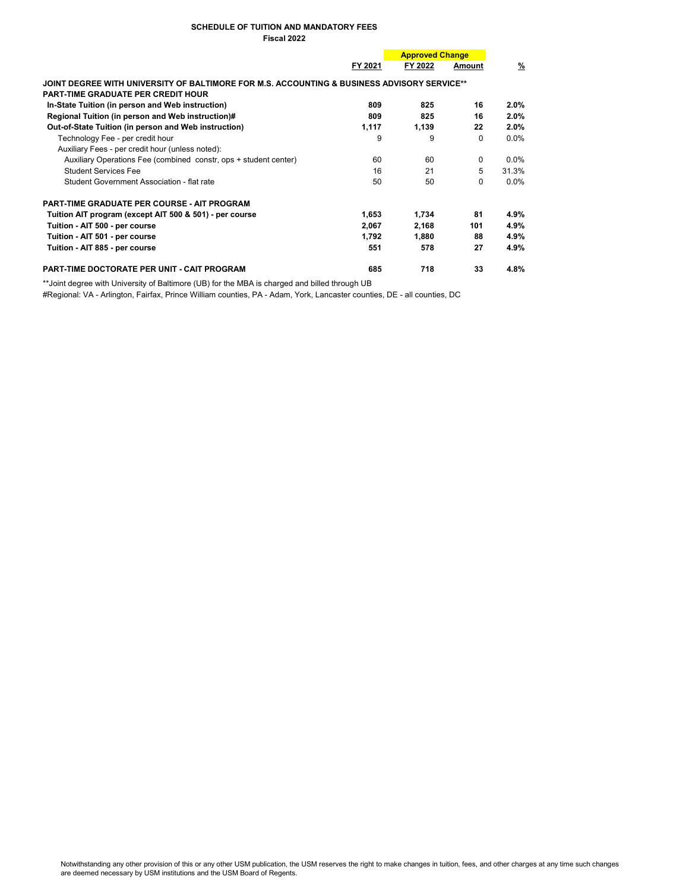**SCHEDULE OF TUITION AND MANDATORY FEES**

**Fiscal 2022**

| | FY 2021 | Approved Change FY 2022 | Amount | % |
|---|---|---|---|---|
| **JOINT DEGREE WITH UNIVERSITY OF BALTIMORE FOR M.S. ACCOUNTING & BUSINESS ADVISORY SERVICE**** | | | | |
| **PART-TIME GRADUATE PER CREDIT HOUR** | | | | |
| **In-State Tuition (in person and Web instruction)** | **809** | **825** | **16** | **2.0%** |
| **Regional Tuition (in person and Web instruction)#** | **809** | **825** | **16** | **2.0%** |
| **Out-of-State Tuition (in person and Web instruction)** | **1,117** | **1,139** | **22** | **2.0%** |
| Technology Fee - per credit hour | 9 | 9 | 0 | 0.0% |
| Auxiliary Fees - per credit hour (unless noted): | | | | |
| Auxiliary Operations Fee (combined constr, ops + student center) | 60 | 60 | 0 | 0.0% |
| Student Services Fee | 16 | 21 | 5 | 31.3% |
| Student Government Association - flat rate | 50 | 50 | 0 | 0.0% |
| **PART-TIME GRADUATE PER COURSE - AIT PROGRAM** | | | | |
| **Tuition AIT program (except AIT 500 & 501) - per course** | **1,653** | **1,734** | **81** | **4.9%** |
| **Tuition - AIT 500 - per course** | **2,067** | **2,168** | **101** | **4.9%** |
| **Tuition - AIT 501 - per course** | **1,792** | **1,880** | **88** | **4.9%** |
| **Tuition - AIT 885 - per course** | **551** | **578** | **27** | **4.9%** |
| **PART-TIME DOCTORATE PER UNIT - CAIT PROGRAM** | **685** | **718** | **33** | **4.8%** |

**Joint degree with University of Baltimore (UB) for the MBA is charged and billed through UB

#Regional: VA - Arlington, Fairfax, Prince William counties, PA - Adam, York, Lancaster counties, DE - all counties, DC

Notwithstanding any other provision of this or any other USM publication, the USM reserves the right to make changes in tuition, fees, and other charges at any time such changes are deemed necessary by USM institutions and the USM Board of Regents.